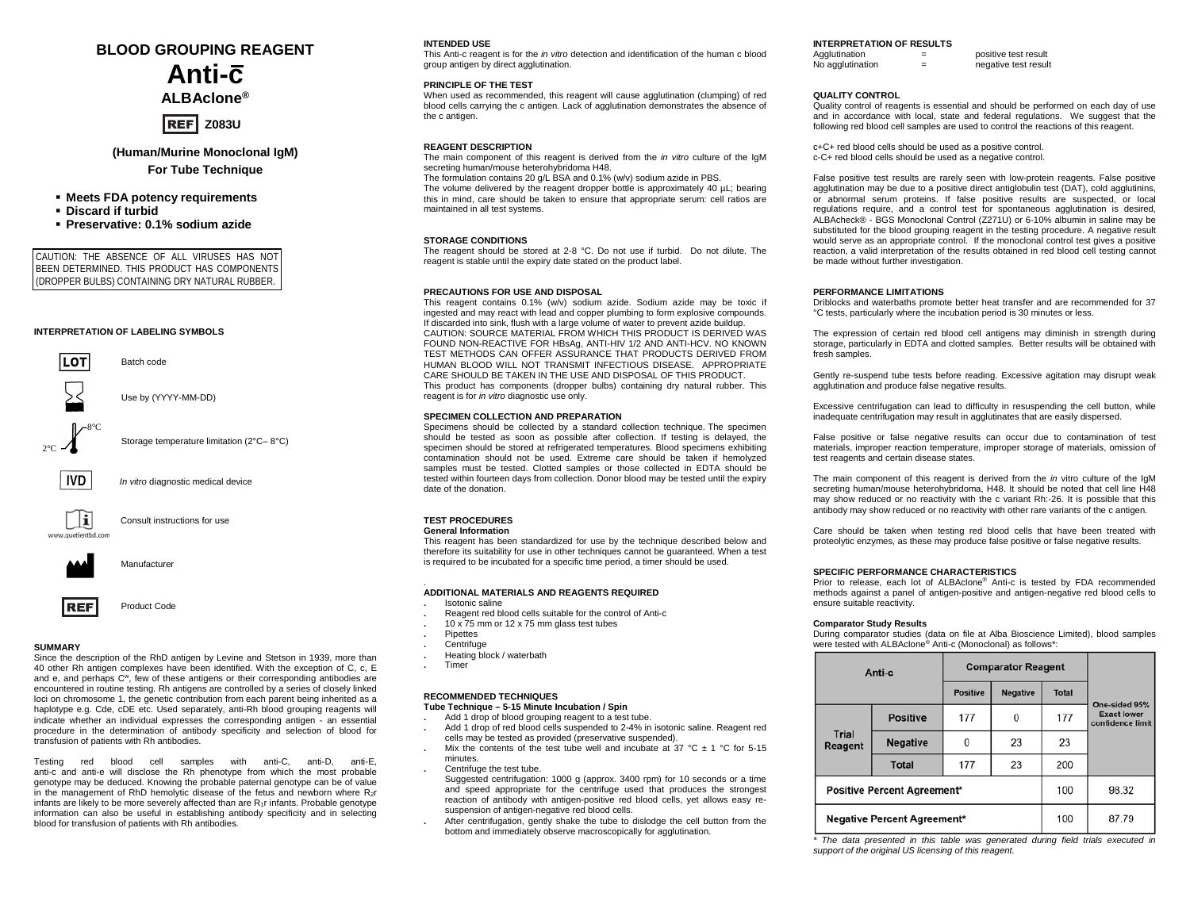# BLOOD GROUPING REAGENT

# Anti-c̄

**ALBAclone®**

**REF Z083U**

**(Human/Murine Monoclonal IgM)**

**For Tube Technique**

- **Meets FDA potency requirements**
- **Discard if turbid**
- **Preservative: 0.1% sodium azide**

CAUTION: THE ABSENCE OF ALL VIRUSES HAS NOT BEEN DETERMINED. THIS PRODUCT HAS COMPONENTS (DROPPER BULBS) CONTAINING DRY NATURAL RUBBER.

### INTERPRETATION OF LABELING SYMBOLS

| Symbol | Meaning |
|---|---|
| LOT | Batch code |
| (hourglass) | Use by (YYYY-MM-DD) |
| 2°C – 8°C | Storage temperature limitation (2°C– 8°C) |
| IVD | *In vitro* diagnostic medical device |
| i (www.quotientbd.com) | Consult instructions for use |
| (factory) | Manufacturer |
| REF | Product Code |

### SUMMARY

Since the description of the RhD antigen by Levine and Stetson in 1939, more than 40 other Rh antigen complexes have been identified. With the exception of C, c, E and e, and perhaps $C^w$, few of these antigens or their corresponding antibodies are encountered in routine testing. Rh antigens are controlled by a series of closely linked loci on chromosome 1, the genetic contribution from each parent being inherited as a haplotype e.g. Cde, cDE etc. Used separately, anti-Rh blood grouping reagents will indicate whether an individual expresses the corresponding antigen - an essential procedure in the determination of antibody specificity and selection of blood for transfusion of patients with Rh antibodies.

Testing red blood cell samples with anti-C, anti-D, anti-E, anti-c and anti-e will disclose the Rh phenotype from which the most probable genotype may be deduced. Knowing the probable paternal genotype can be of value in the management of RhD hemolytic disease of the fetus and newborn where $R_2r$ infants are likely to be more severely affected than are $R_1r$ infants. Probable genotype information can also be useful in establishing antibody specificity and in selecting blood for transfusion of patients with Rh antibodies.

### INTENDED USE

This Anti-c reagent is for the *in vitro* detection and identification of the human c blood group antigen by direct agglutination.

### PRINCIPLE OF THE TEST

When used as recommended, this reagent will cause agglutination (clumping) of red blood cells carrying the c antigen. Lack of agglutination demonstrates the absence of the c antigen.

### REAGENT DESCRIPTION

The main component of this reagent is derived from the *in vitro* culture of the IgM secreting human/mouse heterohybridoma H48.
The formulation contains 20 g/L BSA and 0.1% (w/v) sodium azide in PBS.
The volume delivered by the reagent dropper bottle is approximately 40 µL; bearing this in mind, care should be taken to ensure that appropriate serum: cell ratios are maintained in all test systems.

### STORAGE CONDITIONS

The reagent should be stored at 2-8 °C. Do not use if turbid. Do not dilute. The reagent is stable until the expiry date stated on the product label.

### PRECAUTIONS FOR USE AND DISPOSAL

This reagent contains 0.1% (w/v) sodium azide. Sodium azide may be toxic if ingested and may react with lead and copper plumbing to form explosive compounds. If discarded into sink, flush with a large volume of water to prevent azide buildup.
CAUTION: SOURCE MATERIAL FROM WHICH THIS PRODUCT IS DERIVED WAS FOUND NON-REACTIVE FOR HBsAg, ANTI-HIV 1/2 AND ANTI-HCV. NO KNOWN TEST METHODS CAN OFFER ASSURANCE THAT PRODUCTS DERIVED FROM HUMAN BLOOD WILL NOT TRANSMIT INFECTIOUS DISEASE. APPROPRIATE CARE SHOULD BE TAKEN IN THE USE AND DISPOSAL OF THIS PRODUCT.
This product has components (dropper bulbs) containing dry natural rubber. This reagent is for *in vitro* diagnostic use only.

### SPECIMEN COLLECTION AND PREPARATION

Specimens should be collected by a standard collection technique. The specimen should be tested as soon as possible after collection. If testing is delayed, the specimen should be stored at refrigerated temperatures. Blood specimens exhibiting contamination should not be used. Extreme care should be taken if hemolyzed samples must be tested. Clotted samples or those collected in EDTA should be tested within fourteen days from collection. Donor blood may be tested until the expiry date of the donation.

### TEST PROCEDURES

**General Information**

This reagent has been standardized for use by the technique described below and therefore its suitability for use in other techniques cannot be guaranteed. When a test is required to be incubated for a specific time period, a timer should be used.

### ADDITIONAL MATERIALS AND REAGENTS REQUIRED

- Isotonic saline
- Reagent red blood cells suitable for the control of Anti-c
- 10 x 75 mm or 12 x 75 mm glass test tubes
- Pipettes
- Centrifuge
- Heating block / waterbath
- Timer

### RECOMMENDED TECHNIQUES

**Tube Technique – 5-15 Minute Incubation / Spin**

- Add 1 drop of blood grouping reagent to a test tube.
- Add 1 drop of red blood cells suspended to 2-4% in isotonic saline. Reagent red cells may be tested as provided (preservative suspended).
- Mix the contents of the test tube well and incubate at 37 °C ± 1 °C for 5-15 minutes.
- Centrifuge the test tube.
  Suggested centrifugation: 1000 g (approx. 3400 rpm) for 10 seconds or a time and speed appropriate for the centrifuge used that produces the strongest reaction of antibody with antigen-positive red blood cells, yet allows easy re-suspension of antigen-negative red blood cells.
- After centrifugation, gently shake the tube to dislodge the cell button from the bottom and immediately observe macroscopically for agglutination.

### INTERPRETATION OF RESULTS

| | | |
|---|---|---|
| Agglutination | = | positive test result |
| No agglutination | = | negative test result |

### QUALITY CONTROL

Quality control of reagents is essential and should be performed on each day of use and in accordance with local, state and federal regulations. We suggest that the following red blood cell samples are used to control the reactions of this reagent.

c+C+ red blood cells should be used as a positive control.
c-C+ red blood cells should be used as a negative control.

False positive test results are rarely seen with low-protein reagents. False positive agglutination may be due to a positive direct antiglobulin test (DAT), cold agglutinins, or abnormal serum proteins. If false positive results are suspected, or local regulations require, and a control test for spontaneous agglutination is desired, ALBAcheck® - BGS Monoclonal Control (Z271U) or 6-10% albumin in saline may be substituted for the blood grouping reagent in the testing procedure. A negative result would serve as an appropriate control. If the monoclonal control test gives a positive reaction, a valid interpretation of the results obtained in red blood cell testing cannot be made without further investigation.

### PERFORMANCE LIMITATIONS

Driblocks and waterbaths promote better heat transfer and are recommended for 37 °C tests, particularly where the incubation period is 30 minutes or less.

The expression of certain red blood cell antigens may diminish in strength during storage, particularly in EDTA and clotted samples. Better results will be obtained with fresh samples.

Gently re-suspend tube tests before reading. Excessive agitation may disrupt weak agglutination and produce false negative results.

Excessive centrifugation can lead to difficulty in resuspending the cell button, while inadequate centrifugation may result in agglutinates that are easily dispersed.

False positive or false negative results can occur due to contamination of test materials, improper reaction temperature, improper storage of materials, omission of test reagents and certain disease states.

The main component of this reagent is derived from the *in* vitro culture of the IgM secreting human/mouse heterohybridoma, H48. It should be noted that cell line H48 may show reduced or no reactivity with the c variant Rh:-26. It is possible that this antibody may show reduced or no reactivity with other rare variants of the c antigen.

Care should be taken when testing red blood cells that have been treated with proteolytic enzymes, as these may produce false positive or false negative results.

### SPECIFIC PERFORMANCE CHARACTERISTICS

Prior to release, each lot of ALBAclone® Anti-c is tested by FDA recommended methods against a panel of antigen-positive and antigen-negative red blood cells to ensure suitable reactivity.

**Comparator Study Results**

During comparator studies (data on file at Alba Bioscience Limited), blood samples were tested with ALBAclone® Anti-c (Monoclonal) as follows*:

| Anti-c | | Comparator Reagent | | | One-sided 95% Exact lower confidence limit |
|---|---|---|---|---|---|
| | | Positive | Negative | Total | |
| Trial Reagent | Positive | 177 | 0 | 177 | |
| | Negative | 0 | 23 | 23 | |
| | Total | 177 | 23 | 200 | |
| Positive Percent Agreement* | | | | 100 | 98.32 |
| Negative Percent Agreement* | | | | 100 | 87.79 |

*\* The data presented in this table was generated during field trials executed in support of the original US licensing of this reagent.*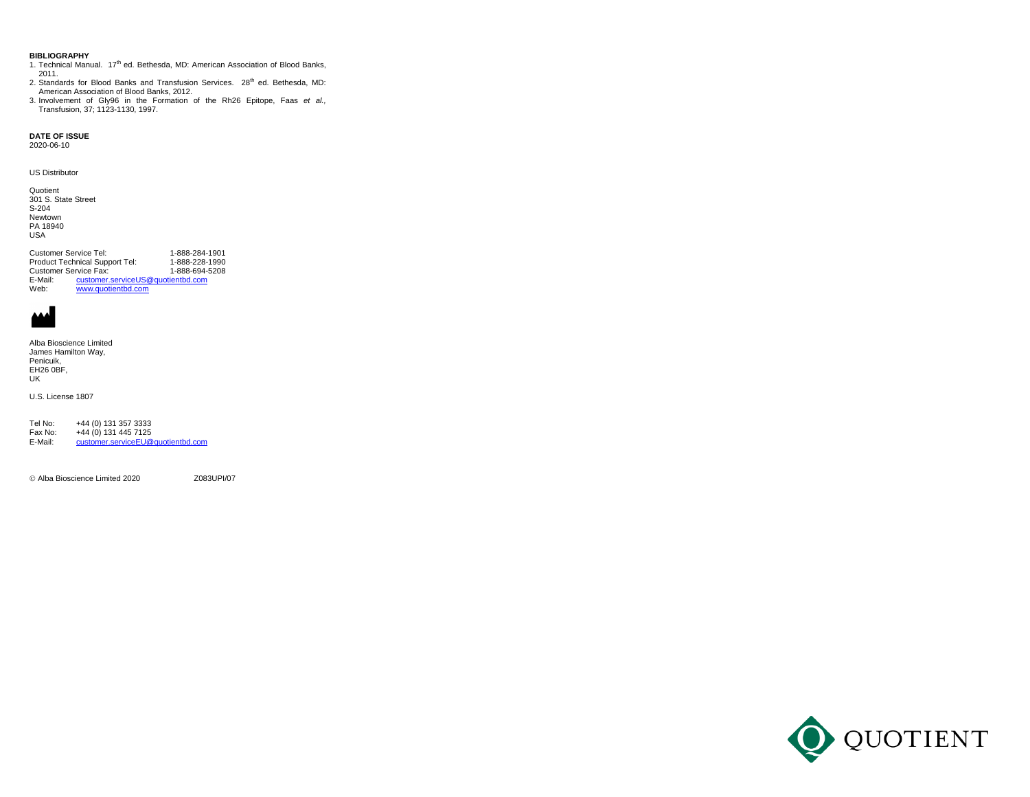**BIBLIOGRAPHY**

1. Technical Manual. 17th ed. Bethesda, MD: American Association of Blood Banks, 2011.
2. Standards for Blood Banks and Transfusion Services. 28th ed. Bethesda, MD: American Association of Blood Banks, 2012.
3. Involvement of Gly96 in the Formation of the Rh26 Epitope, Faas *et al.*, Transfusion, 37; 1123-1130, 1997.

**DATE OF ISSUE**

2020-06-10

US Distributor

Quotient
301 S. State Street
S-204
Newtown
PA 18940
USA

| | |
|---|---|
| Customer Service Tel: | 1-888-284-1901 |
| Product Technical Support Tel: | 1-888-228-1990 |
| Customer Service Fax: | 1-888-694-5208 |
| E-Mail: | customer.serviceUS@quotientbd.com |
| Web: | www.quotientbd.com |

Alba Bioscience Limited
James Hamilton Way,
Penicuik,
EH26 0BF,
UK

U.S. License 1807

| | |
|---|---|
| Tel No: | +44 (0) 131 357 3333 |
| Fax No: | +44 (0) 131 445 7125 |
| E-Mail: | customer.serviceEU@quotientbd.com |

© Alba Bioscience Limited 2020 Z083UPI/07

QUOTIENT